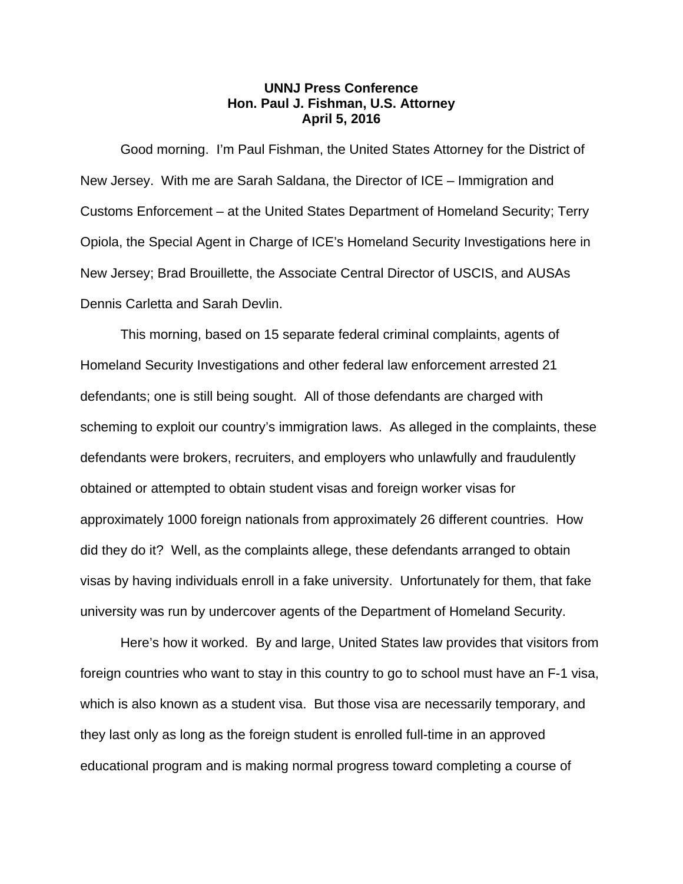**UNNJ Press Conference**
**Hon. Paul J. Fishman, U.S. Attorney**
**April 5, 2016**

Good morning. I'm Paul Fishman, the United States Attorney for the District of New Jersey. With me are Sarah Saldana, the Director of ICE – Immigration and Customs Enforcement – at the United States Department of Homeland Security; Terry Opiola, the Special Agent in Charge of ICE's Homeland Security Investigations here in New Jersey; Brad Brouillette, the Associate Central Director of USCIS, and AUSAs Dennis Carletta and Sarah Devlin.

This morning, based on 15 separate federal criminal complaints, agents of Homeland Security Investigations and other federal law enforcement arrested 21 defendants; one is still being sought. All of those defendants are charged with scheming to exploit our country's immigration laws. As alleged in the complaints, these defendants were brokers, recruiters, and employers who unlawfully and fraudulently obtained or attempted to obtain student visas and foreign worker visas for approximately 1000 foreign nationals from approximately 26 different countries. How did they do it? Well, as the complaints allege, these defendants arranged to obtain visas by having individuals enroll in a fake university. Unfortunately for them, that fake university was run by undercover agents of the Department of Homeland Security.

Here's how it worked. By and large, United States law provides that visitors from foreign countries who want to stay in this country to go to school must have an F-1 visa, which is also known as a student visa. But those visa are necessarily temporary, and they last only as long as the foreign student is enrolled full-time in an approved educational program and is making normal progress toward completing a course of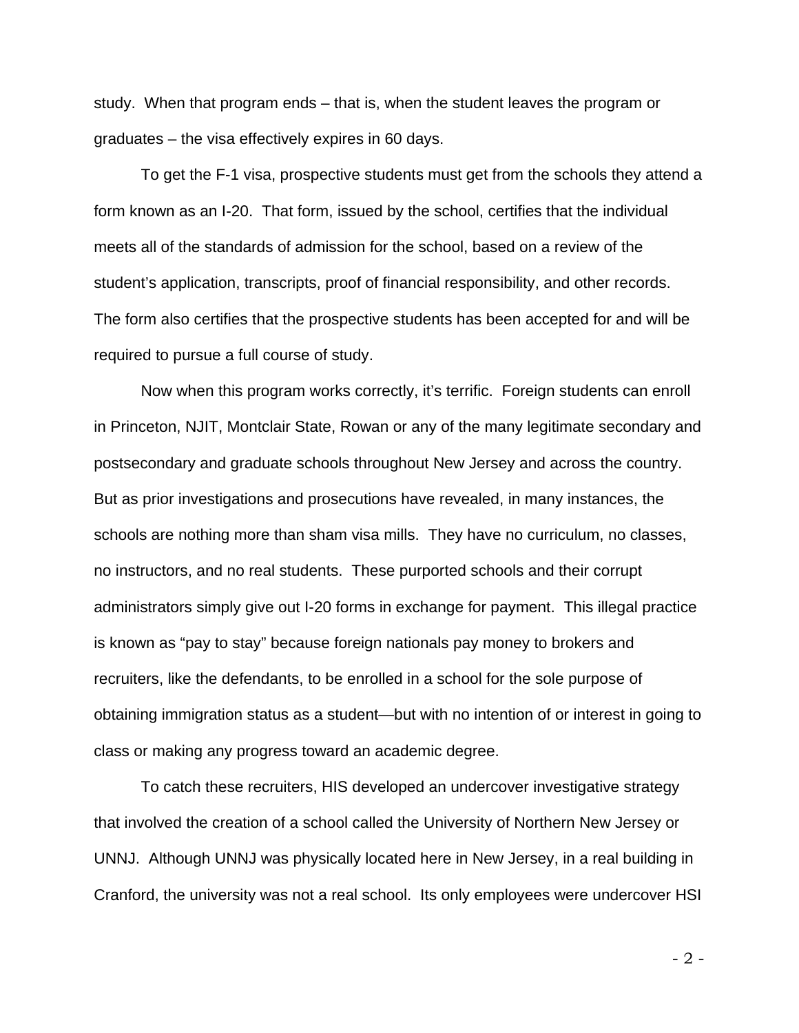study. When that program ends – that is, when the student leaves the program or graduates – the visa effectively expires in 60 days.

To get the F-1 visa, prospective students must get from the schools they attend a form known as an I-20. That form, issued by the school, certifies that the individual meets all of the standards of admission for the school, based on a review of the student's application, transcripts, proof of financial responsibility, and other records. The form also certifies that the prospective students has been accepted for and will be required to pursue a full course of study.

Now when this program works correctly, it's terrific. Foreign students can enroll in Princeton, NJIT, Montclair State, Rowan or any of the many legitimate secondary and postsecondary and graduate schools throughout New Jersey and across the country. But as prior investigations and prosecutions have revealed, in many instances, the schools are nothing more than sham visa mills. They have no curriculum, no classes, no instructors, and no real students. These purported schools and their corrupt administrators simply give out I-20 forms in exchange for payment. This illegal practice is known as "pay to stay" because foreign nationals pay money to brokers and recruiters, like the defendants, to be enrolled in a school for the sole purpose of obtaining immigration status as a student—but with no intention of or interest in going to class or making any progress toward an academic degree.

To catch these recruiters, HIS developed an undercover investigative strategy that involved the creation of a school called the University of Northern New Jersey or UNNJ. Although UNNJ was physically located here in New Jersey, in a real building in Cranford, the university was not a real school. Its only employees were undercover HSI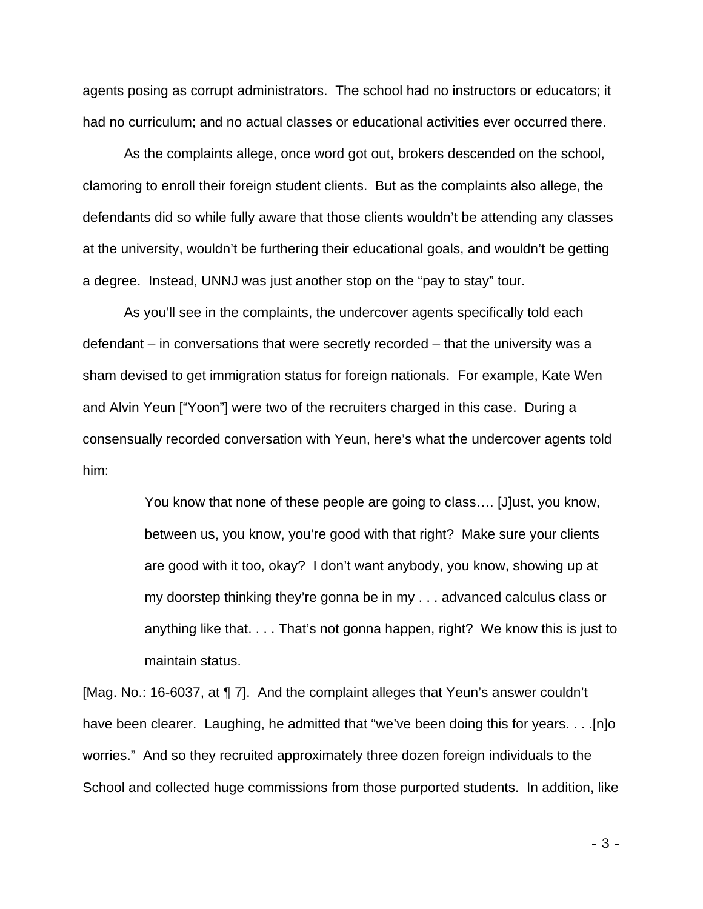agents posing as corrupt administrators. The school had no instructors or educators; it had no curriculum; and no actual classes or educational activities ever occurred there.

As the complaints allege, once word got out, brokers descended on the school, clamoring to enroll their foreign student clients. But as the complaints also allege, the defendants did so while fully aware that those clients wouldn't be attending any classes at the university, wouldn't be furthering their educational goals, and wouldn't be getting a degree. Instead, UNNJ was just another stop on the "pay to stay" tour.

As you'll see in the complaints, the undercover agents specifically told each defendant – in conversations that were secretly recorded – that the university was a sham devised to get immigration status for foreign nationals. For example, Kate Wen and Alvin Yeun ["Yoon"] were two of the recruiters charged in this case. During a consensually recorded conversation with Yeun, here's what the undercover agents told him:

> You know that none of these people are going to class…. [J]ust, you know, between us, you know, you're good with that right? Make sure your clients are good with it too, okay? I don't want anybody, you know, showing up at my doorstep thinking they're gonna be in my . . . advanced calculus class or anything like that. . . . That's not gonna happen, right? We know this is just to maintain status.

[Mag. No.: 16-6037, at ¶ 7]. And the complaint alleges that Yeun's answer couldn't have been clearer. Laughing, he admitted that "we've been doing this for years. . . .[n]o worries." And so they recruited approximately three dozen foreign individuals to the School and collected huge commissions from those purported students. In addition, like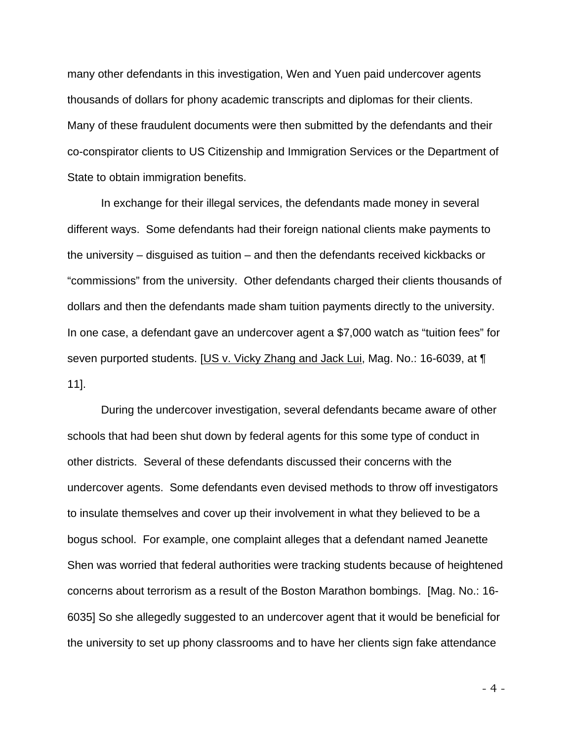many other defendants in this investigation, Wen and Yuen paid undercover agents thousands of dollars for phony academic transcripts and diplomas for their clients. Many of these fraudulent documents were then submitted by the defendants and their co-conspirator clients to US Citizenship and Immigration Services or the Department of State to obtain immigration benefits.

In exchange for their illegal services, the defendants made money in several different ways. Some defendants had their foreign national clients make payments to the university – disguised as tuition – and then the defendants received kickbacks or "commissions" from the university. Other defendants charged their clients thousands of dollars and then the defendants made sham tuition payments directly to the university. In one case, a defendant gave an undercover agent a $7,000 watch as "tuition fees" for seven purported students. [<u>US v. Vicky Zhang and Jack Lui</u>, Mag. No.: 16-6039, at ¶ 11].

During the undercover investigation, several defendants became aware of other schools that had been shut down by federal agents for this some type of conduct in other districts. Several of these defendants discussed their concerns with the undercover agents. Some defendants even devised methods to throw off investigators to insulate themselves and cover up their involvement in what they believed to be a bogus school. For example, one complaint alleges that a defendant named Jeanette Shen was worried that federal authorities were tracking students because of heightened concerns about terrorism as a result of the Boston Marathon bombings. [Mag. No.: 16-6035] So she allegedly suggested to an undercover agent that it would be beneficial for the university to set up phony classrooms and to have her clients sign fake attendance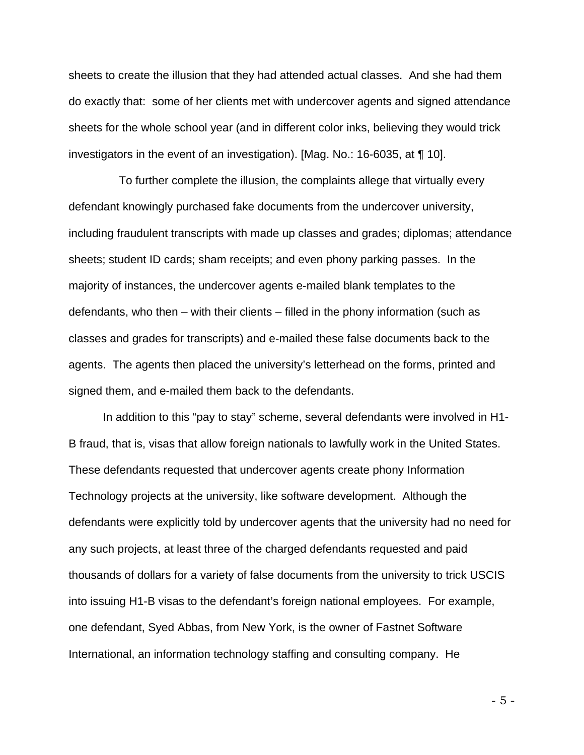sheets to create the illusion that they had attended actual classes. And she had them do exactly that: some of her clients met with undercover agents and signed attendance sheets for the whole school year (and in different color inks, believing they would trick investigators in the event of an investigation). [Mag. No.: 16-6035, at ¶ 10].

To further complete the illusion, the complaints allege that virtually every defendant knowingly purchased fake documents from the undercover university, including fraudulent transcripts with made up classes and grades; diplomas; attendance sheets; student ID cards; sham receipts; and even phony parking passes. In the majority of instances, the undercover agents e-mailed blank templates to the defendants, who then – with their clients – filled in the phony information (such as classes and grades for transcripts) and e-mailed these false documents back to the agents. The agents then placed the university's letterhead on the forms, printed and signed them, and e-mailed them back to the defendants.

In addition to this "pay to stay" scheme, several defendants were involved in H1-B fraud, that is, visas that allow foreign nationals to lawfully work in the United States. These defendants requested that undercover agents create phony Information Technology projects at the university, like software development. Although the defendants were explicitly told by undercover agents that the university had no need for any such projects, at least three of the charged defendants requested and paid thousands of dollars for a variety of false documents from the university to trick USCIS into issuing H1-B visas to the defendant's foreign national employees. For example, one defendant, Syed Abbas, from New York, is the owner of Fastnet Software International, an information technology staffing and consulting company. He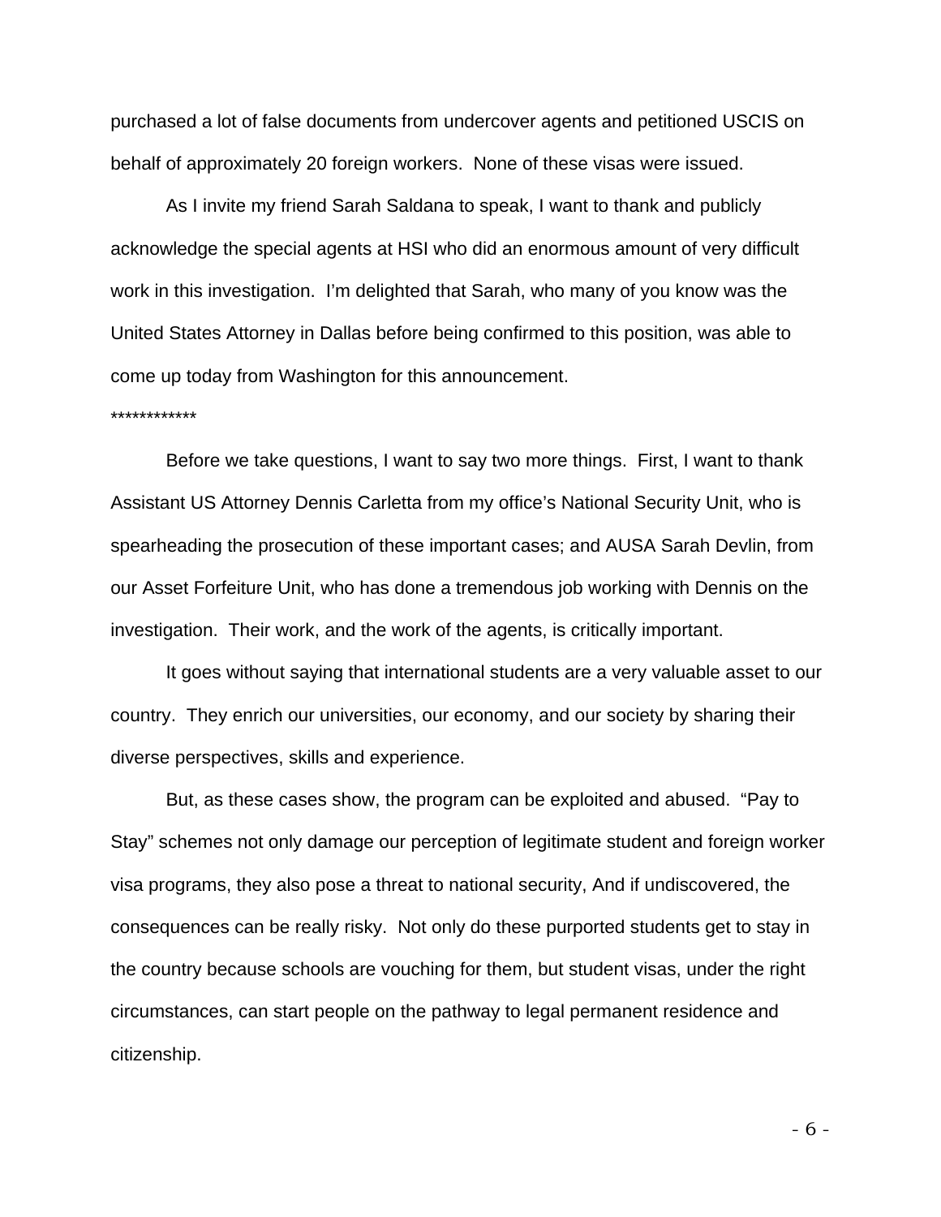purchased a lot of false documents from undercover agents and petitioned USCIS on behalf of approximately 20 foreign workers. None of these visas were issued.

As I invite my friend Sarah Saldana to speak, I want to thank and publicly acknowledge the special agents at HSI who did an enormous amount of very difficult work in this investigation. I'm delighted that Sarah, who many of you know was the United States Attorney in Dallas before being confirmed to this position, was able to come up today from Washington for this announcement.

************

Before we take questions, I want to say two more things. First, I want to thank Assistant US Attorney Dennis Carletta from my office's National Security Unit, who is spearheading the prosecution of these important cases; and AUSA Sarah Devlin, from our Asset Forfeiture Unit, who has done a tremendous job working with Dennis on the investigation. Their work, and the work of the agents, is critically important.

It goes without saying that international students are a very valuable asset to our country. They enrich our universities, our economy, and our society by sharing their diverse perspectives, skills and experience.

But, as these cases show, the program can be exploited and abused. "Pay to Stay" schemes not only damage our perception of legitimate student and foreign worker visa programs, they also pose a threat to national security, And if undiscovered, the consequences can be really risky. Not only do these purported students get to stay in the country because schools are vouching for them, but student visas, under the right circumstances, can start people on the pathway to legal permanent residence and citizenship.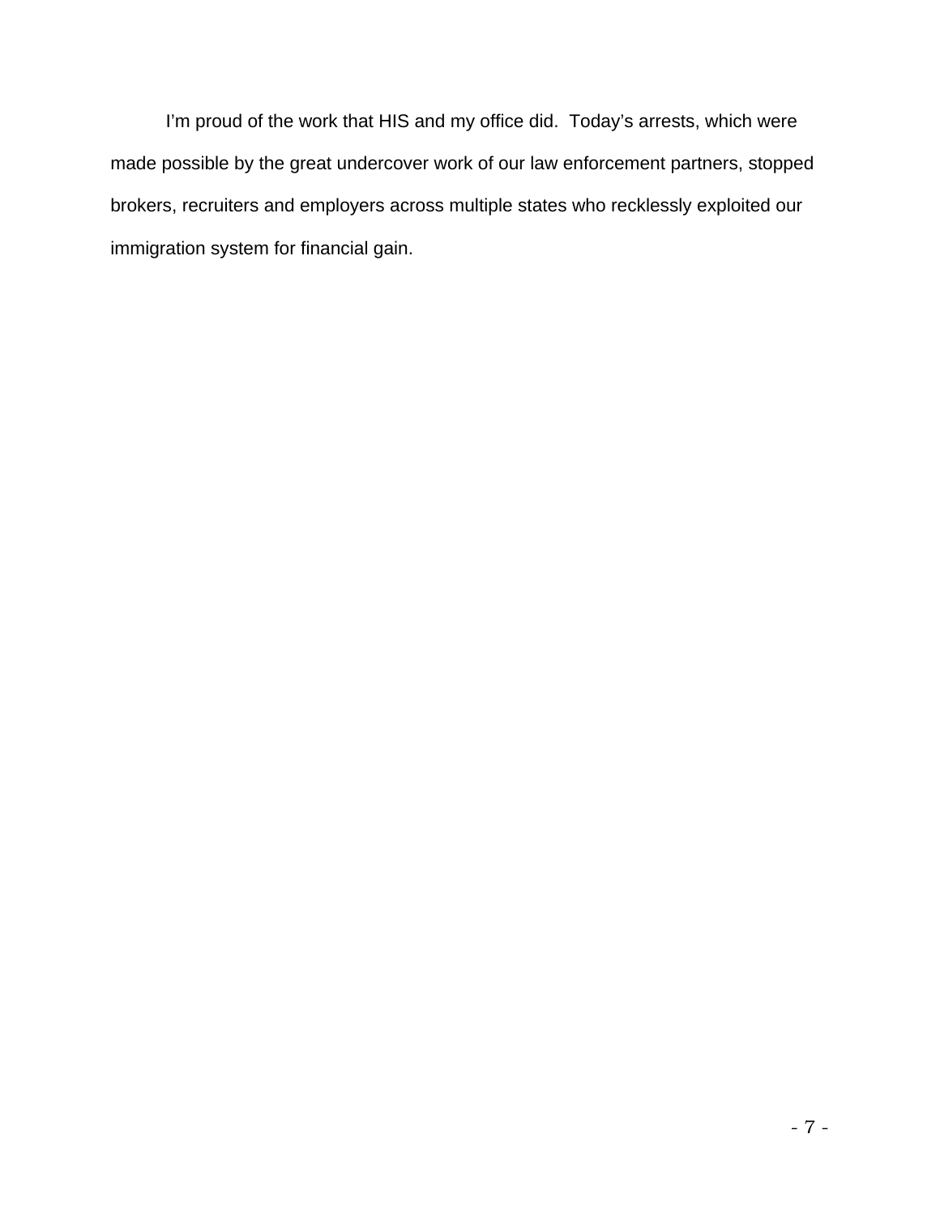I'm proud of the work that HIS and my office did. Today's arrests, which were made possible by the great undercover work of our law enforcement partners, stopped brokers, recruiters and employers across multiple states who recklessly exploited our immigration system for financial gain.